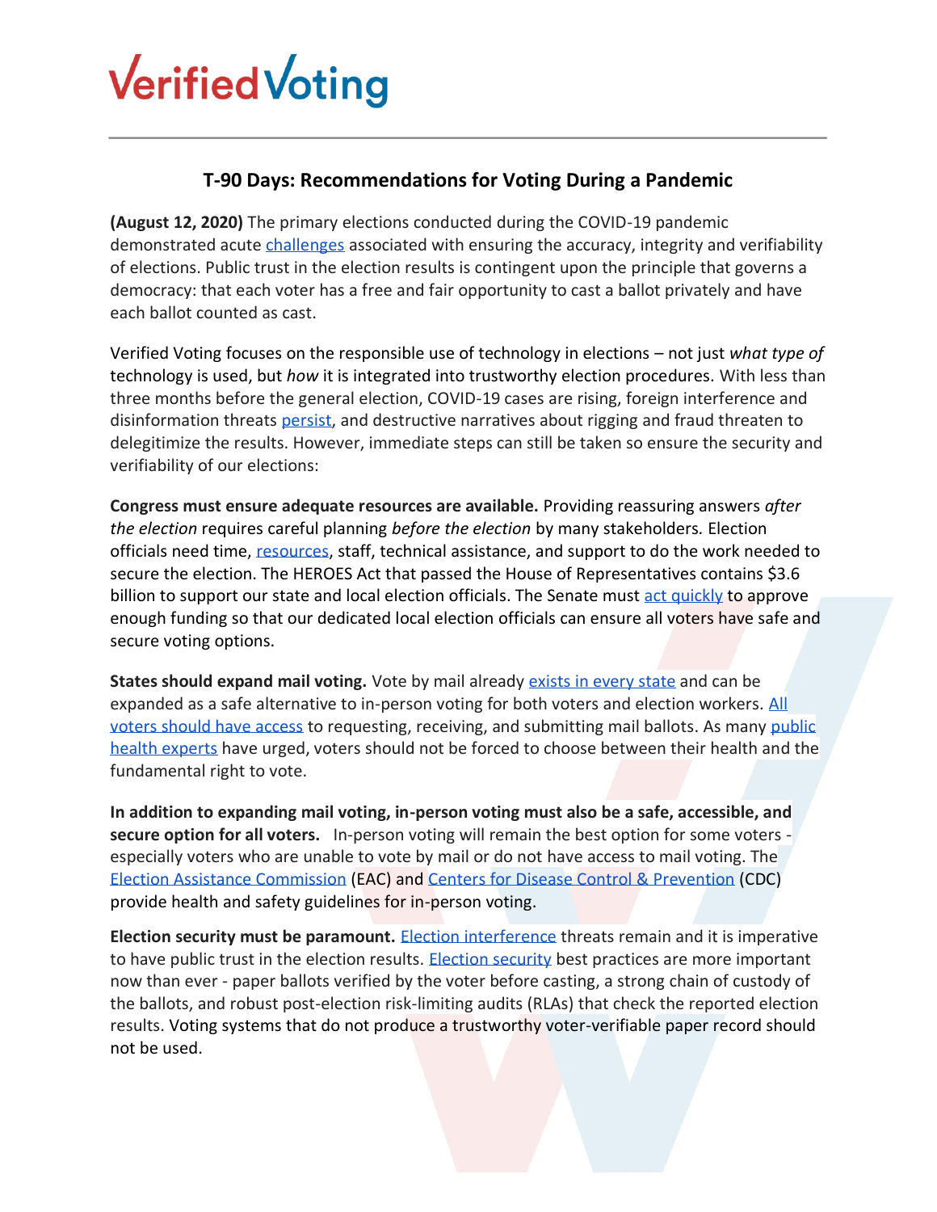# VerifiedVoting

## T-90 Days: Recommendations for Voting During a Pandemic

**(August 12, 2020)** The primary elections conducted during the COVID-19 pandemic demonstrated acute challenges associated with ensuring the accuracy, integrity and verifiability of elections. Public trust in the election results is contingent upon the principle that governs a democracy: that each voter has a free and fair opportunity to cast a ballot privately and have each ballot counted as cast.

Verified Voting focuses on the responsible use of technology in elections – not just *what type of* technology is used, but *how* it is integrated into trustworthy election procedures. With less than three months before the general election, COVID-19 cases are rising, foreign interference and disinformation threats persist, and destructive narratives about rigging and fraud threaten to delegitimize the results. However, immediate steps can still be taken so ensure the security and verifiability of our elections:

**Congress must ensure adequate resources are available.** Providing reassuring answers *after the election* requires careful planning *before the election* by many stakeholders. Election officials need time, resources, staff, technical assistance, and support to do the work needed to secure the election. The HEROES Act that passed the House of Representatives contains $3.6 billion to support our state and local election officials. The Senate must act quickly to approve enough funding so that our dedicated local election officials can ensure all voters have safe and secure voting options.

**States should expand mail voting.** Vote by mail already exists in every state and can be expanded as a safe alternative to in-person voting for both voters and election workers. All voters should have access to requesting, receiving, and submitting mail ballots. As many public health experts have urged, voters should not be forced to choose between their health and the fundamental right to vote.

**In addition to expanding mail voting, in-person voting must also be a safe, accessible, and secure option for all voters.** In-person voting will remain the best option for some voters - especially voters who are unable to vote by mail or do not have access to mail voting. The Election Assistance Commission (EAC) and Centers for Disease Control & Prevention (CDC) provide health and safety guidelines for in-person voting.

**Election security must be paramount.** Election interference threats remain and it is imperative to have public trust in the election results. Election security best practices are more important now than ever - paper ballots verified by the voter before casting, a strong chain of custody of the ballots, and robust post-election risk-limiting audits (RLAs) that check the reported election results. Voting systems that do not produce a trustworthy voter-verifiable paper record should not be used.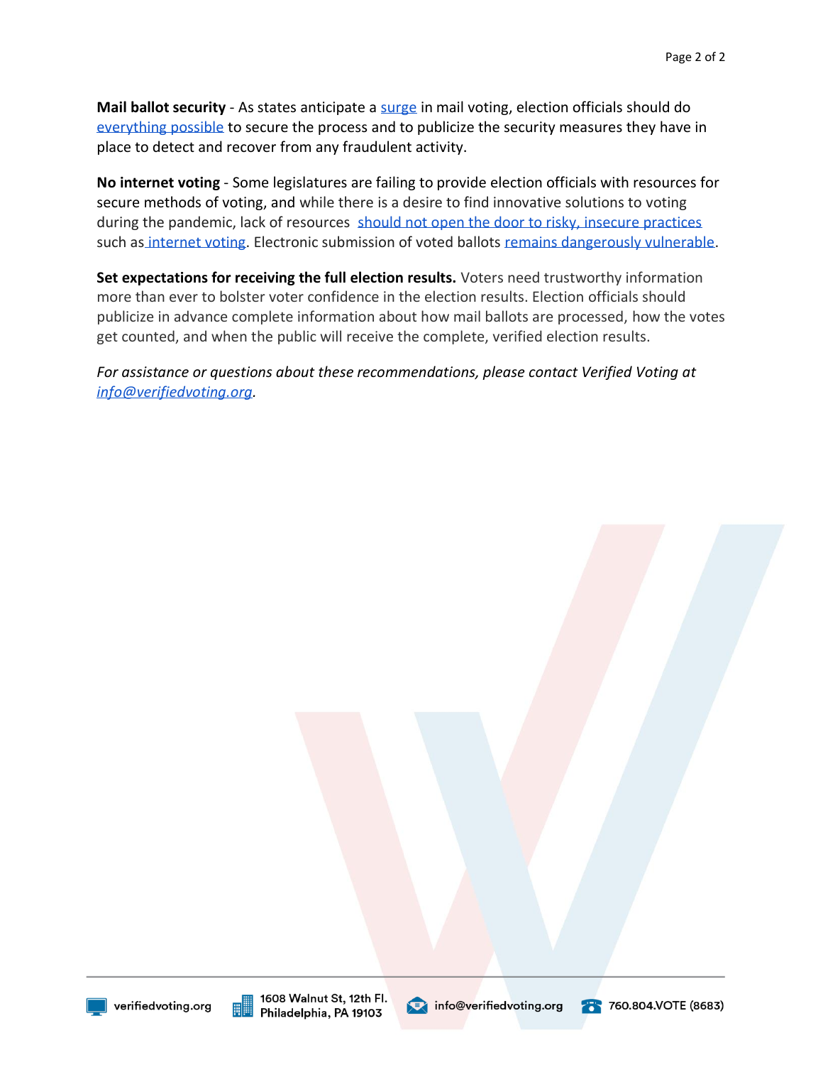**Mail ballot security** - As states anticipate a surge in mail voting, election officials should do everything possible to secure the process and to publicize the security measures they have in place to detect and recover from any fraudulent activity.

**No internet voting** - Some legislatures are failing to provide election officials with resources for secure methods of voting, and while there is a desire to find innovative solutions to voting during the pandemic, lack of resources should not open the door to risky, insecure practices such as internet voting. Electronic submission of voted ballots remains dangerously vulnerable.

**Set expectations for receiving the full election results.** Voters need trustworthy information more than ever to bolster voter confidence in the election results. Election officials should publicize in advance complete information about how mail ballots are processed, how the votes get counted, and when the public will receive the complete, verified election results.

*For assistance or questions about these recommendations, please contact Verified Voting at info@verifiedvoting.org.*

verifiedvoting.org | 1608 Walnut St, 12th Fl. Philadelphia, PA 19103 | info@verifiedvoting.org | 760.804.VOTE (8683)